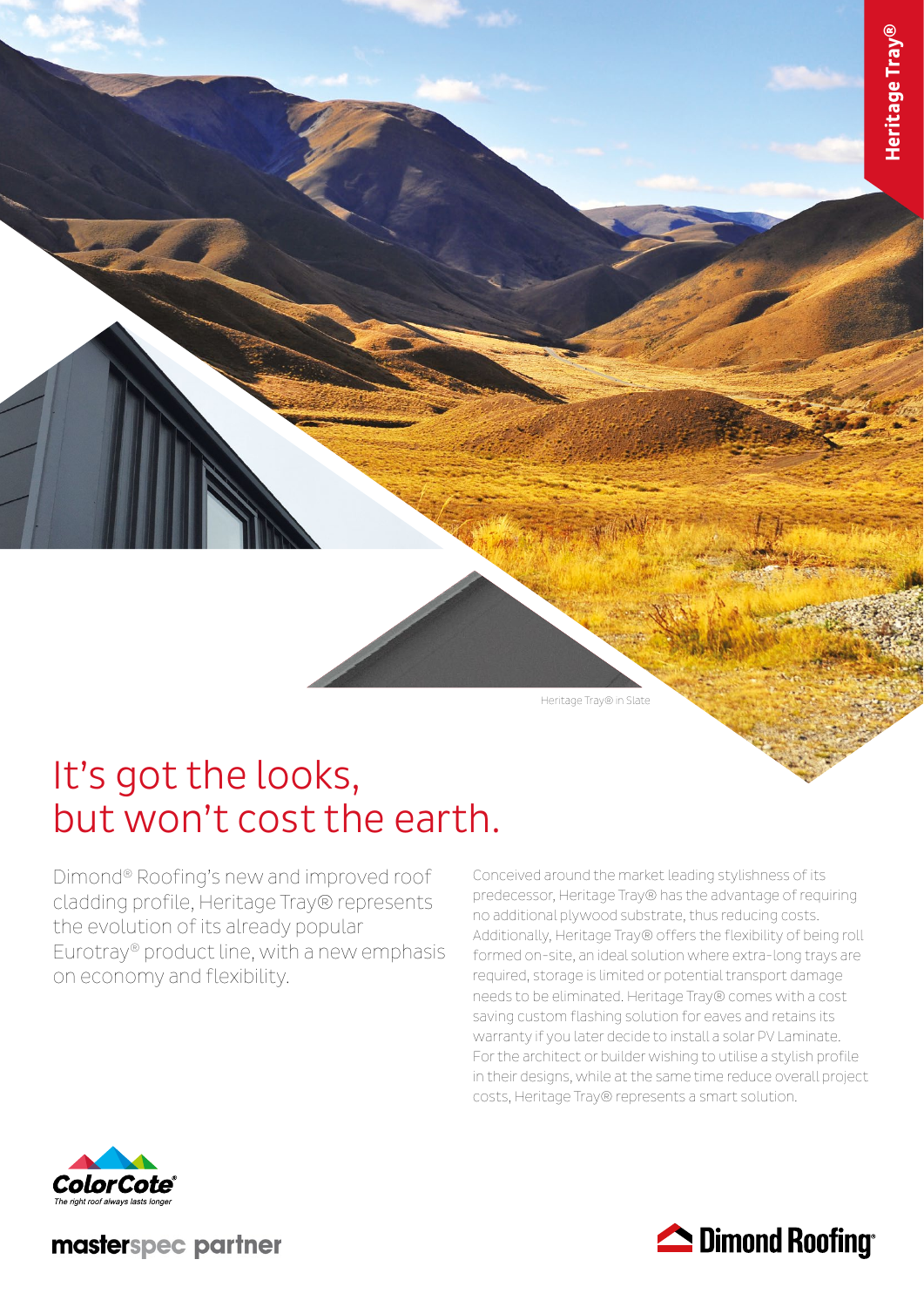Heritage Tray®

Heritage Tray® in Slate

# It's got the looks, but won't cost the earth.

Dimond® Roofing's new and improved roof cladding profile, Heritage Tray® represents the evolution of its already popular Eurotray® product line, with a new emphasis on economy and flexibility.

Conceived around the market leading stylishness of its predecessor, Heritage Tray® has the advantage of requiring no additional plywood substrate, thus reducing costs. Additionally, Heritage Tray® offers the flexibility of being roll formed on-site, an ideal solution where extra-long trays are required, storage is limited or potential transport damage needs to be eliminated. Heritage Tray® comes with a cost saving custom flashing solution for eaves and retains its warranty if you later decide to install a solar PV Laminate. For the architect or builder wishing to utilise a stylish profile in their designs, while at the same time reduce overall project costs, Heritage Tray® represents a smart solution.

ColorCote® The right roof always lasts longer

masterspec partner

Dimond Roofing®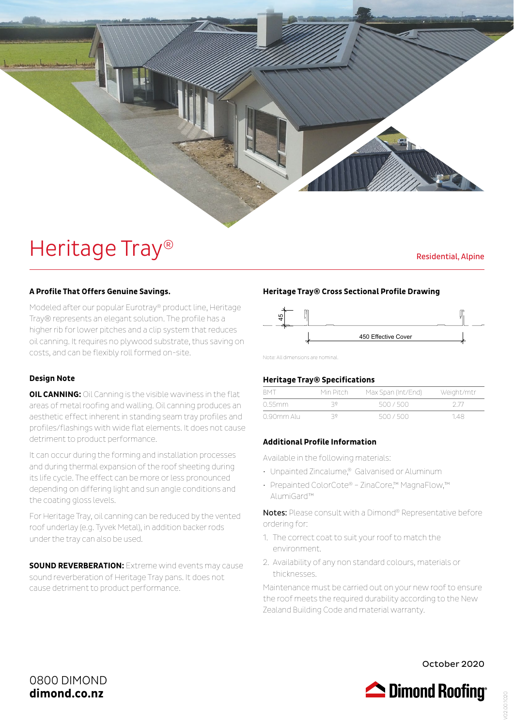# Heritage Tray®

Residential, Alpine

### A Profile That Offers Genuine Savings.

Modeled after our popular Eurotray® product line, Heritage Tray® represents an elegant solution. The profile has a higher rib for lower pitches and a clip system that reduces oil canning. It requires no plywood substrate, thus saving on costs, and can be flexibly roll formed on-site.

### Design Note

**OIL CANNING:** Oil Canning is the visible waviness in the flat areas of metal roofing and walling. Oil canning produces an aesthetic effect inherent in standing seam tray profiles and profiles/flashings with wide flat elements. It does not cause detriment to product performance.

It can occur during the forming and installation processes and during thermal expansion of the roof sheeting during its life cycle. The effect can be more or less pronounced depending on differing light and sun angle conditions and the coating gloss levels.

For Heritage Tray, oil canning can be reduced by the vented roof underlay (e.g. Tyvek Metal), in addition backer rods under the tray can also be used.

**SOUND REVERBERATION:** Extreme wind events may cause sound reverberation of Heritage Tray pans. It does not cause detriment to product performance.

### Heritage Tray® Cross Sectional Profile Drawing

45

450 Effective Cover

Note: All dimensions are nominal.

### Heritage Tray® Specifications

| BMT | Min Pitch | Max Span (Int/End) | Weight/mtr |
|---|---|---|---|
| 0.55mm | 3º | 500 / 500 | 2.77 |
| 0.90mm Alu | 3º | 500 / 500 | 1.48 |

### Additional Profile Information

Available in the following materials:

- Unpainted Zincalume,® Galvanised or Aluminum
- Prepainted ColorCote® – ZinaCore,™ MagnaFlow,™ AlumiGard™

**Notes:** Please consult with a Dimond® Representative before ordering for:

1. The correct coat to suit your roof to match the environment.
2. Availability of any non standard colours, materials or thicknesses.

Maintenance must be carried out on your new roof to ensure the roof meets the required durability according to the New Zealand Building Code and material warranty.

October 2020

0800 DIMOND
**dimond.co.nz**

Dimond Roofing

V02.00.1020